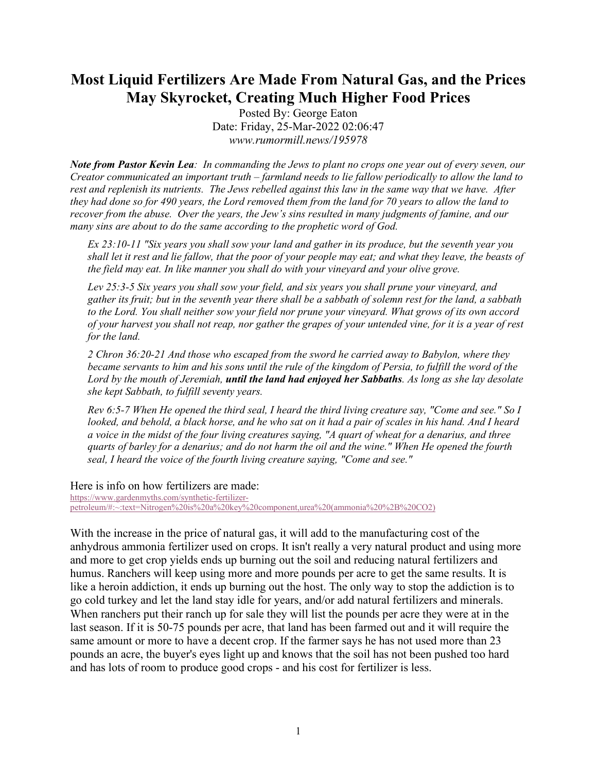# Most Liquid Fertilizers Are Made From Natural Gas, and the Prices May Skyrocket, Creating Much Higher Food Prices

Posted By: George Eaton
Date: Friday, 25-Mar-2022 02:06:47
*www.rumormill.news/195978*

***Note from Pastor Kevin Lea**: In commanding the Jews to plant no crops one year out of every seven, our Creator communicated an important truth – farmland needs to lie fallow periodically to allow the land to rest and replenish its nutrients. The Jews rebelled against this law in the same way that we have. After they had done so for 490 years, the Lord removed them from the land for 70 years to allow the land to recover from the abuse. Over the years, the Jew's sins resulted in many judgments of famine, and our many sins are about to do the same according to the prophetic word of God.*

> *Ex 23:10-11 "Six years you shall sow your land and gather in its produce, but the seventh year you shall let it rest and lie fallow, that the poor of your people may eat; and what they leave, the beasts of the field may eat. In like manner you shall do with your vineyard and your olive grove.*
>
> *Lev 25:3-5 Six years you shall sow your field, and six years you shall prune your vineyard, and gather its fruit; but in the seventh year there shall be a sabbath of solemn rest for the land, a sabbath to the Lord. You shall neither sow your field nor prune your vineyard. What grows of its own accord of your harvest you shall not reap, nor gather the grapes of your untended vine, for it is a year of rest for the land.*
>
> *2 Chron 36:20-21 And those who escaped from the sword he carried away to Babylon, where they became servants to him and his sons until the rule of the kingdom of Persia, to fulfill the word of the Lord by the mouth of Jeremiah, **until the land had enjoyed her Sabbaths**. As long as she lay desolate she kept Sabbath, to fulfill seventy years.*
>
> *Rev 6:5-7 When He opened the third seal, I heard the third living creature say, "Come and see." So I looked, and behold, a black horse, and he who sat on it had a pair of scales in his hand. And I heard a voice in the midst of the four living creatures saying, "A quart of wheat for a denarius, and three quarts of barley for a denarius; and do not harm the oil and the wine." When He opened the fourth seal, I heard the voice of the fourth living creature saying, "Come and see."*

Here is info on how fertilizers are made:
https://www.gardenmyths.com/synthetic-fertilizer-petroleum/#:~:text=Nitrogen%20is%20a%20key%20component,urea%20(ammonia%20%2B%20CO2)

With the increase in the price of natural gas, it will add to the manufacturing cost of the anhydrous ammonia fertilizer used on crops. It isn't really a very natural product and using more and more to get crop yields ends up burning out the soil and reducing natural fertilizers and humus. Ranchers will keep using more and more pounds per acre to get the same results. It is like a heroin addiction, it ends up burning out the host. The only way to stop the addiction is to go cold turkey and let the land stay idle for years, and/or add natural fertilizers and minerals. When ranchers put their ranch up for sale they will list the pounds per acre they were at in the last season. If it is 50-75 pounds per acre, that land has been farmed out and it will require the same amount or more to have a decent crop. If the farmer says he has not used more than 23 pounds an acre, the buyer's eyes light up and knows that the soil has not been pushed too hard and has lots of room to produce good crops - and his cost for fertilizer is less.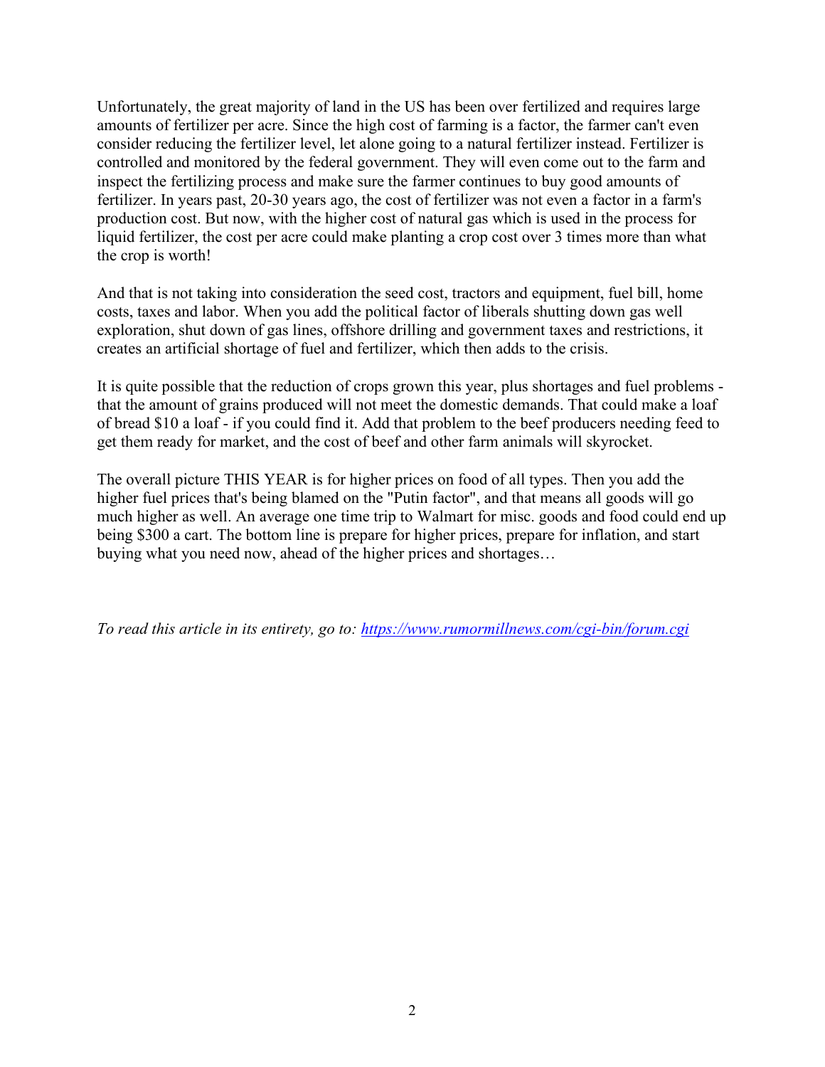Unfortunately, the great majority of land in the US has been over fertilized and requires large amounts of fertilizer per acre. Since the high cost of farming is a factor, the farmer can't even consider reducing the fertilizer level, let alone going to a natural fertilizer instead. Fertilizer is controlled and monitored by the federal government. They will even come out to the farm and inspect the fertilizing process and make sure the farmer continues to buy good amounts of fertilizer. In years past, 20-30 years ago, the cost of fertilizer was not even a factor in a farm's production cost. But now, with the higher cost of natural gas which is used in the process for liquid fertilizer, the cost per acre could make planting a crop cost over 3 times more than what the crop is worth!

And that is not taking into consideration the seed cost, tractors and equipment, fuel bill, home costs, taxes and labor. When you add the political factor of liberals shutting down gas well exploration, shut down of gas lines, offshore drilling and government taxes and restrictions, it creates an artificial shortage of fuel and fertilizer, which then adds to the crisis.

It is quite possible that the reduction of crops grown this year, plus shortages and fuel problems - that the amount of grains produced will not meet the domestic demands. That could make a loaf of bread $10 a loaf - if you could find it. Add that problem to the beef producers needing feed to get them ready for market, and the cost of beef and other farm animals will skyrocket.

The overall picture THIS YEAR is for higher prices on food of all types. Then you add the higher fuel prices that's being blamed on the "Putin factor", and that means all goods will go much higher as well. An average one time trip to Walmart for misc. goods and food could end up being $300 a cart. The bottom line is prepare for higher prices, prepare for inflation, and start buying what you need now, ahead of the higher prices and shortages…

*To read this article in its entirety, go to: [https://www.rumormillnews.com/cgi-bin/forum.cgi](https://www.rumormillnews.com/cgi-bin/forum.cgi)*